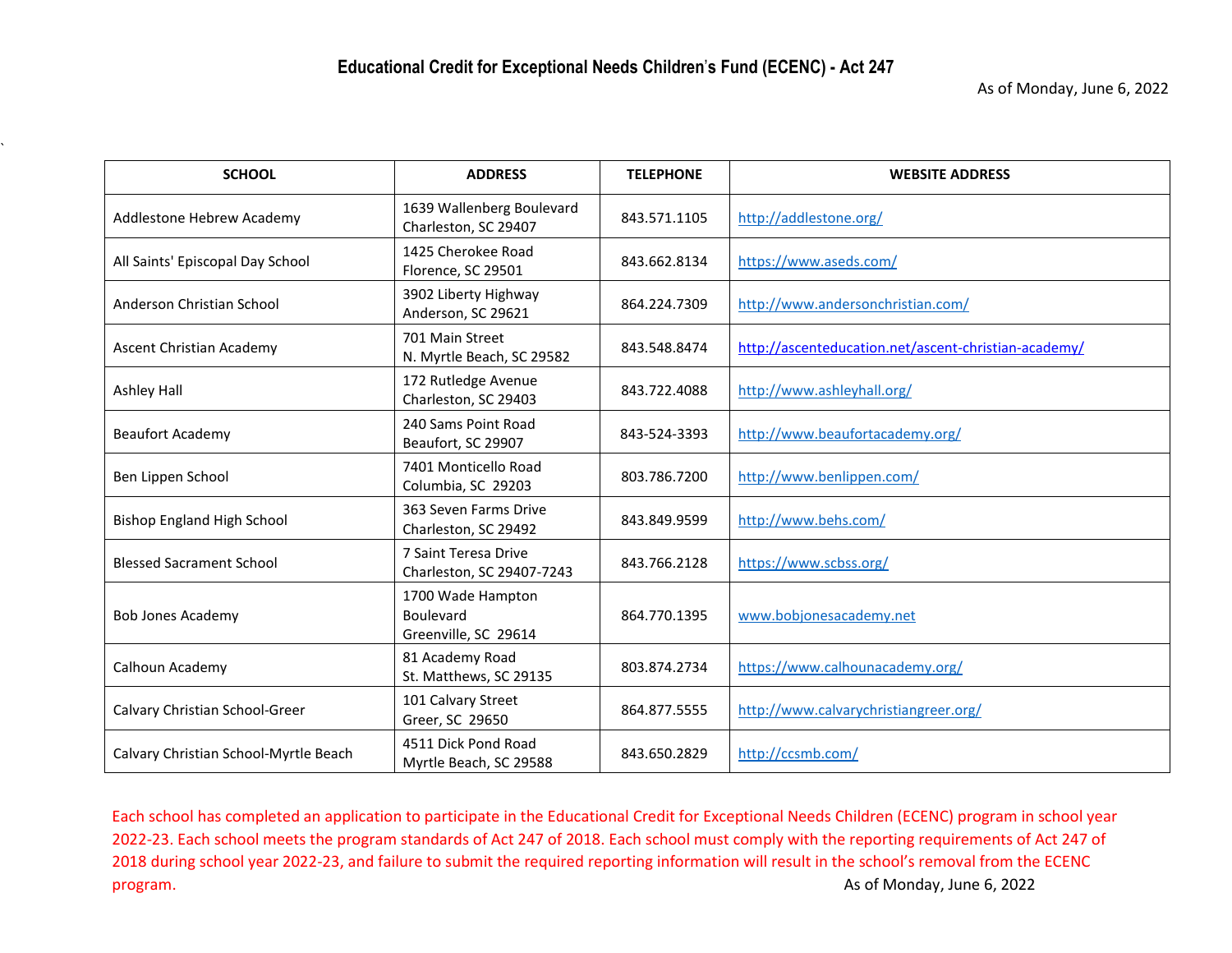# Educational Credit for Exceptional Needs Children's Fund (ECENC) - Act 247

As of Monday, June 6, 2022

| SCHOOL | ADDRESS | TELEPHONE | WEBSITE ADDRESS |
|---|---|---|---|
| Addlestone Hebrew Academy | 1639 Wallenberg Boulevard Charleston, SC 29407 | 843.571.1105 | http://addlestone.org/ |
| All Saints' Episcopal Day School | 1425 Cherokee Road Florence, SC 29501 | 843.662.8134 | https://www.aseds.com/ |
| Anderson Christian School | 3902 Liberty Highway Anderson, SC 29621 | 864.224.7309 | http://www.andersonchristian.com/ |
| Ascent Christian Academy | 701 Main Street N. Myrtle Beach, SC 29582 | 843.548.8474 | http://ascenteducation.net/ascent-christian-academy/ |
| Ashley Hall | 172 Rutledge Avenue Charleston, SC 29403 | 843.722.4088 | http://www.ashleyhall.org/ |
| Beaufort Academy | 240 Sams Point Road Beaufort, SC 29907 | 843-524-3393 | http://www.beaufortacademy.org/ |
| Ben Lippen School | 7401 Monticello Road Columbia, SC 29203 | 803.786.7200 | http://www.benlippen.com/ |
| Bishop England High School | 363 Seven Farms Drive Charleston, SC 29492 | 843.849.9599 | http://www.behs.com/ |
| Blessed Sacrament School | 7 Saint Teresa Drive Charleston, SC 29407-7243 | 843.766.2128 | https://www.scbss.org/ |
| Bob Jones Academy | 1700 Wade Hampton Boulevard Greenville, SC 29614 | 864.770.1395 | www.bobjonesacademy.net |
| Calhoun Academy | 81 Academy Road St. Matthews, SC 29135 | 803.874.2734 | https://www.calhounacademy.org/ |
| Calvary Christian School-Greer | 101 Calvary Street Greer, SC 29650 | 864.877.5555 | http://www.calvarychristiangreer.org/ |
| Calvary Christian School-Myrtle Beach | 4511 Dick Pond Road Myrtle Beach, SC 29588 | 843.650.2829 | http://ccsmb.com/ |

Each school has completed an application to participate in the Educational Credit for Exceptional Needs Children (ECENC) program in school year 2022-23. Each school meets the program standards of Act 247 of 2018. Each school must comply with the reporting requirements of Act 247 of 2018 during school year 2022-23, and failure to submit the required reporting information will result in the school's removal from the ECENC program.

As of Monday, June 6, 2022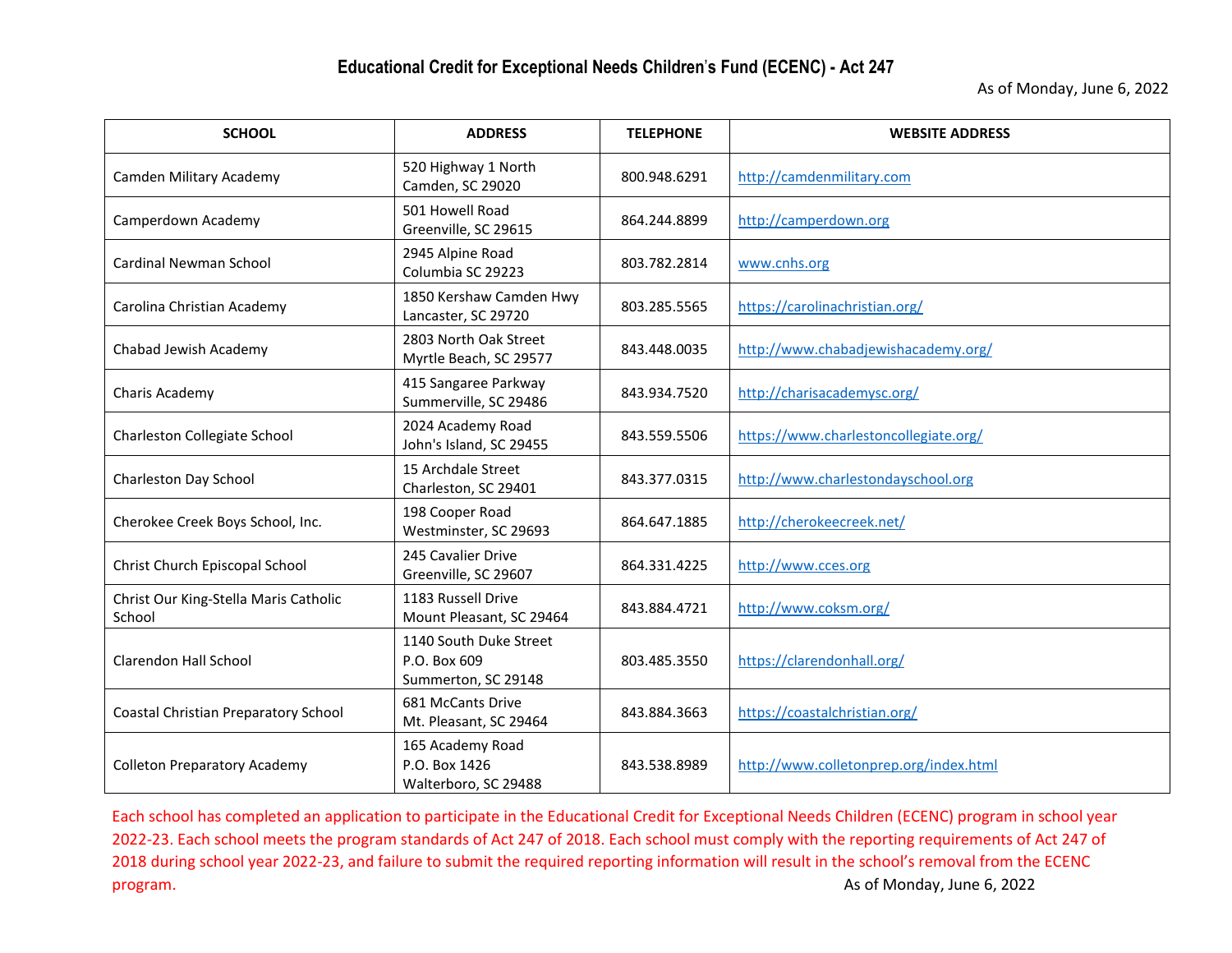## Educational Credit for Exceptional Needs Children's Fund (ECENC) - Act 247

As of Monday, June 6, 2022

| SCHOOL | ADDRESS | TELEPHONE | WEBSITE ADDRESS |
|---|---|---|---|
| Camden Military Academy | 520 Highway 1 North<br>Camden, SC 29020 | 800.948.6291 | http://camdenmilitary.com |
| Camperdown Academy | 501 Howell Road<br>Greenville, SC 29615 | 864.244.8899 | http://camperdown.org |
| Cardinal Newman School | 2945 Alpine Road<br>Columbia SC 29223 | 803.782.2814 | www.cnhs.org |
| Carolina Christian Academy | 1850 Kershaw Camden Hwy<br>Lancaster, SC 29720 | 803.285.5565 | https://carolinachristian.org/ |
| Chabad Jewish Academy | 2803 North Oak Street<br>Myrtle Beach, SC 29577 | 843.448.0035 | http://www.chabadjewishacademy.org/ |
| Charis Academy | 415 Sangaree Parkway<br>Summerville, SC 29486 | 843.934.7520 | http://charisacademysc.org/ |
| Charleston Collegiate School | 2024 Academy Road<br>John's Island, SC 29455 | 843.559.5506 | https://www.charlestoncollegiate.org/ |
| Charleston Day School | 15 Archdale Street<br>Charleston, SC 29401 | 843.377.0315 | http://www.charlestondayschool.org |
| Cherokee Creek Boys School, Inc. | 198 Cooper Road<br>Westminster, SC 29693 | 864.647.1885 | http://cherokeecreek.net/ |
| Christ Church Episcopal School | 245 Cavalier Drive<br>Greenville, SC 29607 | 864.331.4225 | http://www.cces.org |
| Christ Our King-Stella Maris Catholic School | 1183 Russell Drive<br>Mount Pleasant, SC 29464 | 843.884.4721 | http://www.coksm.org/ |
| Clarendon Hall School | 1140 South Duke Street<br>P.O. Box 609<br>Summerton, SC 29148 | 803.485.3550 | https://clarendonhall.org/ |
| Coastal Christian Preparatory School | 681 McCants Drive<br>Mt. Pleasant, SC 29464 | 843.884.3663 | https://coastalchristian.org/ |
| Colleton Preparatory Academy | 165 Academy Road<br>P.O. Box 1426<br>Walterboro, SC 29488 | 843.538.8989 | http://www.colletonprep.org/index.html |

Each school has completed an application to participate in the Educational Credit for Exceptional Needs Children (ECENC) program in school year 2022-23. Each school meets the program standards of Act 247 of 2018. Each school must comply with the reporting requirements of Act 247 of 2018 during school year 2022-23, and failure to submit the required reporting information will result in the school's removal from the ECENC program.

As of Monday, June 6, 2022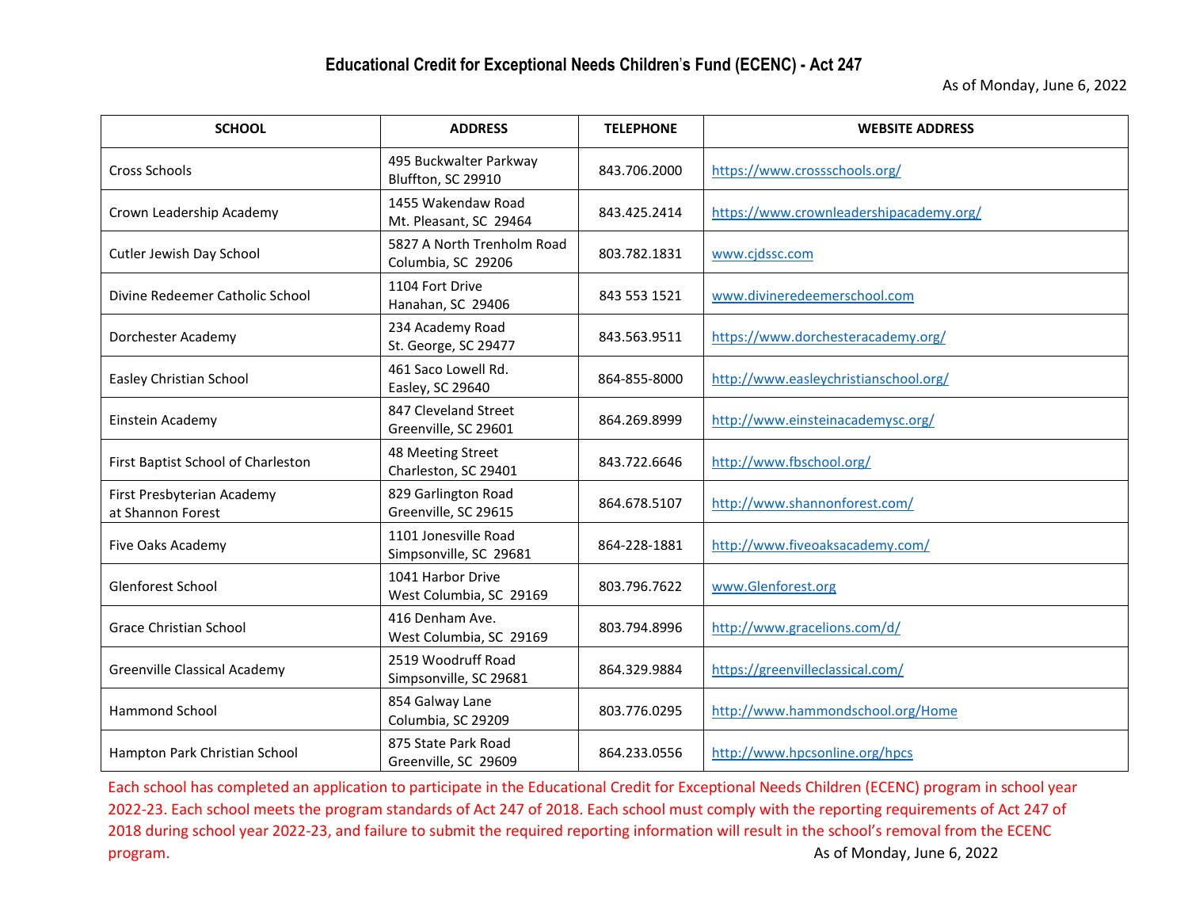# Educational Credit for Exceptional Needs Children's Fund (ECENC) - Act 247

As of Monday, June 6, 2022

| SCHOOL | ADDRESS | TELEPHONE | WEBSITE ADDRESS |
|---|---|---|---|
| Cross Schools | 495 Buckwalter Parkway Bluffton, SC 29910 | 843.706.2000 | https://www.crossschools.org/ |
| Crown Leadership Academy | 1455 Wakendaw Road Mt. Pleasant, SC 29464 | 843.425.2414 | https://www.crownleadershipacademy.org/ |
| Cutler Jewish Day School | 5827 A North Trenholm Road Columbia, SC 29206 | 803.782.1831 | www.cjdssc.com |
| Divine Redeemer Catholic School | 1104 Fort Drive Hanahan, SC 29406 | 843 553 1521 | www.divineredeemerschool.com |
| Dorchester Academy | 234 Academy Road St. George, SC 29477 | 843.563.9511 | https://www.dorchesteracademy.org/ |
| Easley Christian School | 461 Saco Lowell Rd. Easley, SC 29640 | 864-855-8000 | http://www.easleychristianschool.org/ |
| Einstein Academy | 847 Cleveland Street Greenville, SC 29601 | 864.269.8999 | http://www.einsteinacademysc.org/ |
| First Baptist School of Charleston | 48 Meeting Street Charleston, SC 29401 | 843.722.6646 | http://www.fbschool.org/ |
| First Presbyterian Academy at Shannon Forest | 829 Garlington Road Greenville, SC 29615 | 864.678.5107 | http://www.shannonforest.com/ |
| Five Oaks Academy | 1101 Jonesville Road Simpsonville, SC 29681 | 864-228-1881 | http://www.fiveoaksacademy.com/ |
| Glenforest School | 1041 Harbor Drive West Columbia, SC 29169 | 803.796.7622 | www.Glenforest.org |
| Grace Christian School | 416 Denham Ave. West Columbia, SC 29169 | 803.794.8996 | http://www.gracelions.com/d/ |
| Greenville Classical Academy | 2519 Woodruff Road Simpsonville, SC 29681 | 864.329.9884 | https://greenvilleclassical.com/ |
| Hammond School | 854 Galway Lane Columbia, SC 29209 | 803.776.0295 | http://www.hammondschool.org/Home |
| Hampton Park Christian School | 875 State Park Road Greenville, SC 29609 | 864.233.0556 | http://www.hpcsonline.org/hpcs |

Each school has completed an application to participate in the Educational Credit for Exceptional Needs Children (ECENC) program in school year 2022-23. Each school meets the program standards of Act 247 of 2018. Each school must comply with the reporting requirements of Act 247 of 2018 during school year 2022-23, and failure to submit the required reporting information will result in the school's removal from the ECENC program.

As of Monday, June 6, 2022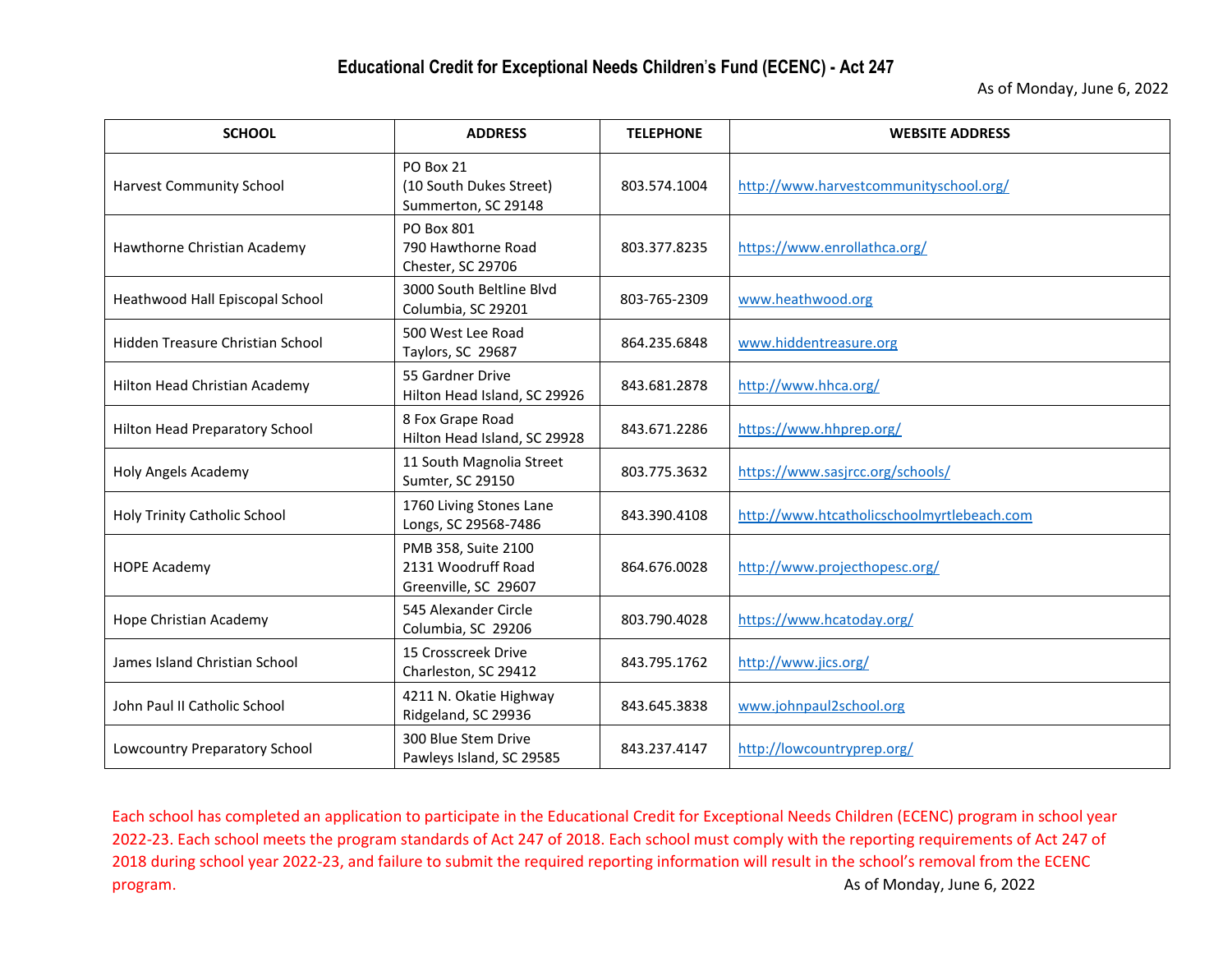## Educational Credit for Exceptional Needs Children's Fund (ECENC) - Act 247

As of Monday, June 6, 2022

| SCHOOL | ADDRESS | TELEPHONE | WEBSITE ADDRESS |
|---|---|---|---|
| Harvest Community School | PO Box 21<br>(10 South Dukes Street)<br>Summerton, SC 29148 | 803.574.1004 | http://www.harvestcommunityschool.org/ |
| Hawthorne Christian Academy | PO Box 801<br>790 Hawthorne Road<br>Chester, SC 29706 | 803.377.8235 | https://www.enrollathca.org/ |
| Heathwood Hall Episcopal School | 3000 South Beltline Blvd<br>Columbia, SC 29201 | 803-765-2309 | www.heathwood.org |
| Hidden Treasure Christian School | 500 West Lee Road<br>Taylors, SC 29687 | 864.235.6848 | www.hiddentreasure.org |
| Hilton Head Christian Academy | 55 Gardner Drive<br>Hilton Head Island, SC 29926 | 843.681.2878 | http://www.hhca.org/ |
| Hilton Head Preparatory School | 8 Fox Grape Road<br>Hilton Head Island, SC 29928 | 843.671.2286 | https://www.hhprep.org/ |
| Holy Angels Academy | 11 South Magnolia Street<br>Sumter, SC 29150 | 803.775.3632 | https://www.sasjrcc.org/schools/ |
| Holy Trinity Catholic School | 1760 Living Stones Lane<br>Longs, SC 29568-7486 | 843.390.4108 | http://www.htcatholicschoolmyrtlebeach.com |
| HOPE Academy | PMB 358, Suite 2100<br>2131 Woodruff Road<br>Greenville, SC 29607 | 864.676.0028 | http://www.projecthopesc.org/ |
| Hope Christian Academy | 545 Alexander Circle<br>Columbia, SC 29206 | 803.790.4028 | https://www.hcatoday.org/ |
| James Island Christian School | 15 Crosscreek Drive<br>Charleston, SC 29412 | 843.795.1762 | http://www.jics.org/ |
| John Paul II Catholic School | 4211 N. Okatie Highway<br>Ridgeland, SC 29936 | 843.645.3838 | www.johnpaul2school.org |
| Lowcountry Preparatory School | 300 Blue Stem Drive<br>Pawleys Island, SC 29585 | 843.237.4147 | http://lowcountryprep.org/ |

Each school has completed an application to participate in the Educational Credit for Exceptional Needs Children (ECENC) program in school year 2022-23. Each school meets the program standards of Act 247 of 2018. Each school must comply with the reporting requirements of Act 247 of 2018 during school year 2022-23, and failure to submit the required reporting information will result in the school's removal from the ECENC program.

As of Monday, June 6, 2022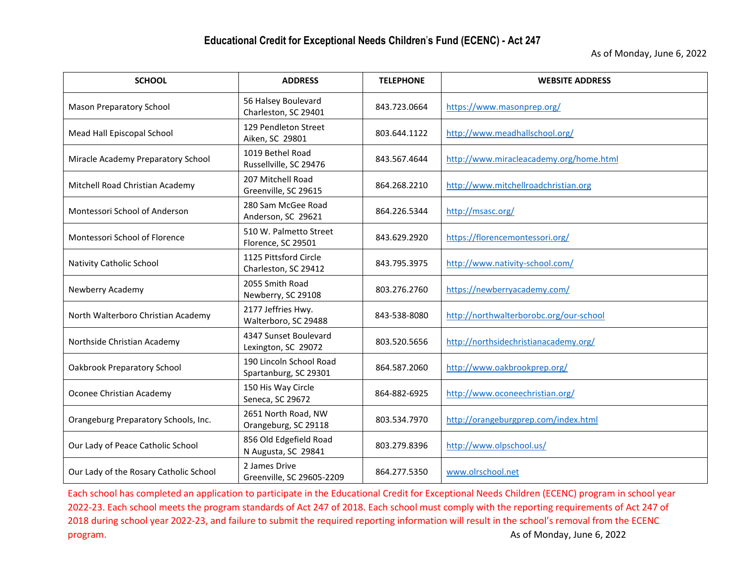# Educational Credit for Exceptional Needs Children's Fund (ECENC) - Act 247

As of Monday, June 6, 2022

| SCHOOL | ADDRESS | TELEPHONE | WEBSITE ADDRESS |
|---|---|---|---|
| Mason Preparatory School | 56 Halsey Boulevard Charleston, SC 29401 | 843.723.0664 | https://www.masonprep.org/ |
| Mead Hall Episcopal School | 129 Pendleton Street Aiken, SC 29801 | 803.644.1122 | http://www.meadhallschool.org/ |
| Miracle Academy Preparatory School | 1019 Bethel Road Russellville, SC 29476 | 843.567.4644 | http://www.miracleacademy.org/home.html |
| Mitchell Road Christian Academy | 207 Mitchell Road Greenville, SC 29615 | 864.268.2210 | http://www.mitchellroadchristian.org |
| Montessori School of Anderson | 280 Sam McGee Road Anderson, SC 29621 | 864.226.5344 | http://msasc.org/ |
| Montessori School of Florence | 510 W. Palmetto Street Florence, SC 29501 | 843.629.2920 | https://florencemontessori.org/ |
| Nativity Catholic School | 1125 Pittsford Circle Charleston, SC 29412 | 843.795.3975 | http://www.nativity-school.com/ |
| Newberry Academy | 2055 Smith Road Newberry, SC 29108 | 803.276.2760 | https://newberryacademy.com/ |
| North Walterboro Christian Academy | 2177 Jeffries Hwy. Walterboro, SC 29488 | 843-538-8080 | http://northwalterborobc.org/our-school |
| Northside Christian Academy | 4347 Sunset Boulevard Lexington, SC 29072 | 803.520.5656 | http://northsidechristianacademy.org/ |
| Oakbrook Preparatory School | 190 Lincoln School Road Spartanburg, SC 29301 | 864.587.2060 | http://www.oakbrookprep.org/ |
| Oconee Christian Academy | 150 His Way Circle Seneca, SC 29672 | 864-882-6925 | http://www.oconeechristian.org/ |
| Orangeburg Preparatory Schools, Inc. | 2651 North Road, NW Orangeburg, SC 29118 | 803.534.7970 | http://orangeburgprep.com/index.html |
| Our Lady of Peace Catholic School | 856 Old Edgefield Road N Augusta, SC 29841 | 803.279.8396 | http://www.olpschool.us/ |
| Our Lady of the Rosary Catholic School | 2 James Drive Greenville, SC 29605-2209 | 864.277.5350 | www.olrschool.net |

Each school has completed an application to participate in the Educational Credit for Exceptional Needs Children (ECENC) program in school year 2022-23. Each school meets the program standards of Act 247 of 2018. Each school must comply with the reporting requirements of Act 247 of 2018 during school year 2022-23, and failure to submit the required reporting information will result in the school's removal from the ECENC program.

As of Monday, June 6, 2022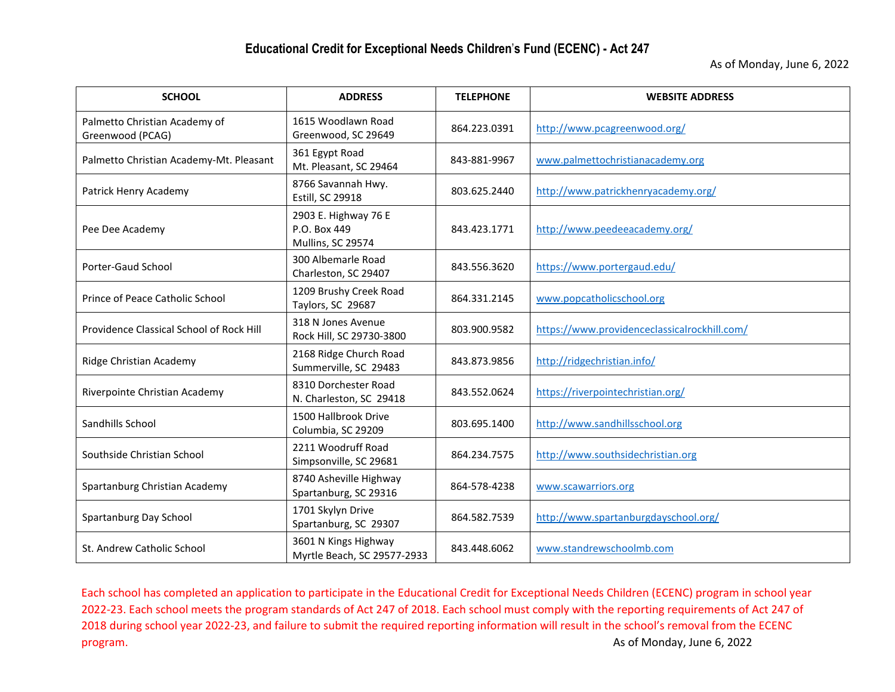## Educational Credit for Exceptional Needs Children's Fund (ECENC) - Act 247

As of Monday, June 6, 2022

| SCHOOL | ADDRESS | TELEPHONE | WEBSITE ADDRESS |
|---|---|---|---|
| Palmetto Christian Academy of Greenwood (PCAG) | 1615 Woodlawn Road<br>Greenwood, SC 29649 | 864.223.0391 | http://www.pcagreenwood.org/ |
| Palmetto Christian Academy-Mt. Pleasant | 361 Egypt Road<br>Mt. Pleasant, SC 29464 | 843-881-9967 | www.palmettochristianacademy.org |
| Patrick Henry Academy | 8766 Savannah Hwy.<br>Estill, SC 29918 | 803.625.2440 | http://www.patrickhenryacademy.org/ |
| Pee Dee Academy | 2903 E. Highway 76 E<br>P.O. Box 449<br>Mullins, SC 29574 | 843.423.1771 | http://www.peedeeacademy.org/ |
| Porter-Gaud School | 300 Albemarle Road<br>Charleston, SC 29407 | 843.556.3620 | https://www.portergaud.edu/ |
| Prince of Peace Catholic School | 1209 Brushy Creek Road<br>Taylors, SC 29687 | 864.331.2145 | www.popcatholicschool.org |
| Providence Classical School of Rock Hill | 318 N Jones Avenue<br>Rock Hill, SC 29730-3800 | 803.900.9582 | https://www.providenceclassicalrockhill.com/ |
| Ridge Christian Academy | 2168 Ridge Church Road<br>Summerville, SC 29483 | 843.873.9856 | http://ridgechristian.info/ |
| Riverpointe Christian Academy | 8310 Dorchester Road<br>N. Charleston, SC 29418 | 843.552.0624 | https://riverpointechristian.org/ |
| Sandhills School | 1500 Hallbrook Drive<br>Columbia, SC 29209 | 803.695.1400 | http://www.sandhillsschool.org |
| Southside Christian School | 2211 Woodruff Road<br>Simpsonville, SC 29681 | 864.234.7575 | http://www.southsidechristian.org |
| Spartanburg Christian Academy | 8740 Asheville Highway<br>Spartanburg, SC 29316 | 864-578-4238 | www.scawarriors.org |
| Spartanburg Day School | 1701 Skylyn Drive<br>Spartanburg, SC 29307 | 864.582.7539 | http://www.spartanburgdayschool.org/ |
| St. Andrew Catholic School | 3601 N Kings Highway<br>Myrtle Beach, SC 29577-2933 | 843.448.6062 | www.standrewschoolmb.com |

Each school has completed an application to participate in the Educational Credit for Exceptional Needs Children (ECENC) program in school year 2022-23. Each school meets the program standards of Act 247 of 2018. Each school must comply with the reporting requirements of Act 247 of 2018 during school year 2022-23, and failure to submit the required reporting information will result in the school's removal from the ECENC program.

As of Monday, June 6, 2022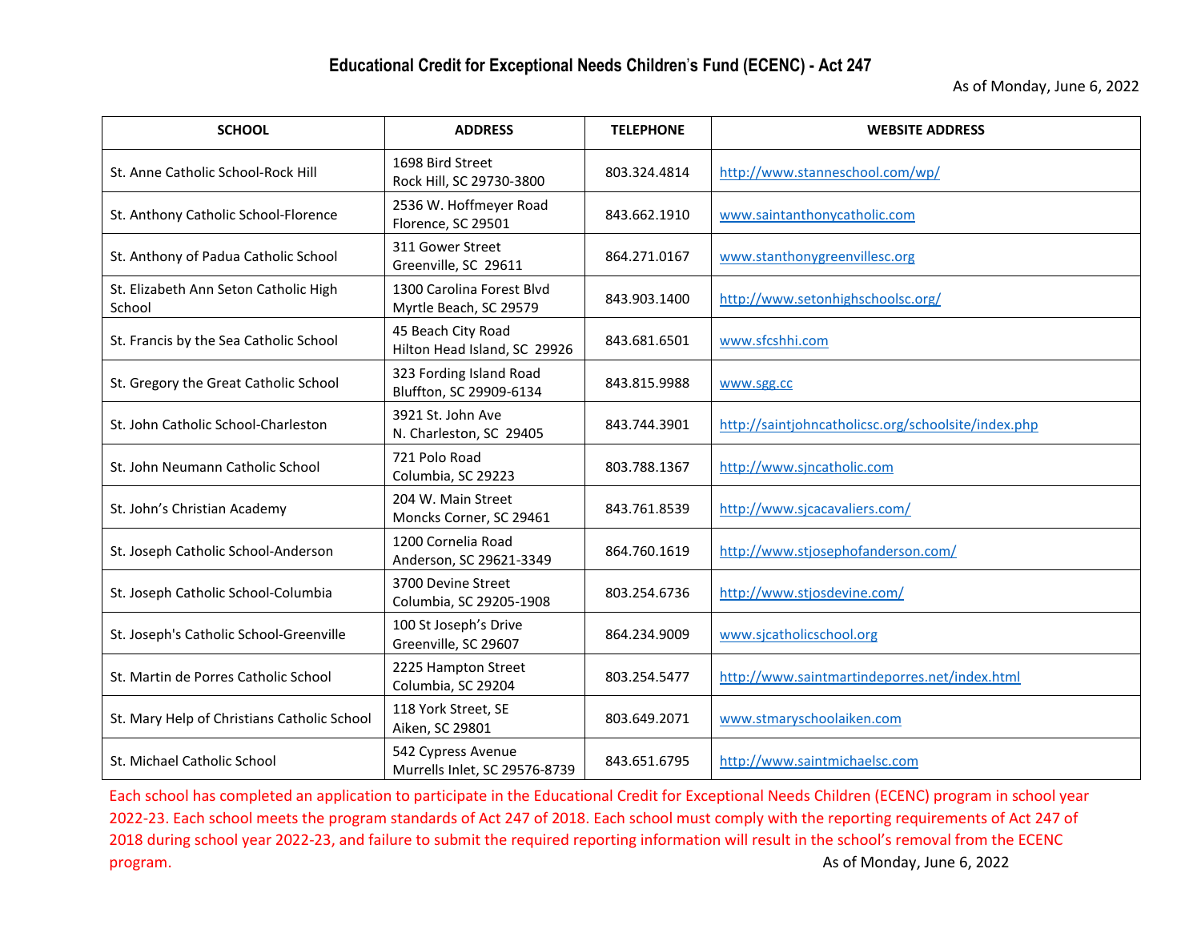## Educational Credit for Exceptional Needs Children's Fund (ECENC) - Act 247

As of Monday, June 6, 2022

| SCHOOL | ADDRESS | TELEPHONE | WEBSITE ADDRESS |
|---|---|---|---|
| St. Anne Catholic School-Rock Hill | 1698 Bird Street<br>Rock Hill, SC 29730-3800 | 803.324.4814 | http://www.stanneschool.com/wp/ |
| St. Anthony Catholic School-Florence | 2536 W. Hoffmeyer Road<br>Florence, SC 29501 | 843.662.1910 | www.saintanthonycatholic.com |
| St. Anthony of Padua Catholic School | 311 Gower Street<br>Greenville, SC 29611 | 864.271.0167 | www.stanthonygreenvillesc.org |
| St. Elizabeth Ann Seton Catholic High School | 1300 Carolina Forest Blvd<br>Myrtle Beach, SC 29579 | 843.903.1400 | http://www.setonhighschoolsc.org/ |
| St. Francis by the Sea Catholic School | 45 Beach City Road<br>Hilton Head Island, SC 29926 | 843.681.6501 | www.sfcshhi.com |
| St. Gregory the Great Catholic School | 323 Fording Island Road<br>Bluffton, SC 29909-6134 | 843.815.9988 | www.sgg.cc |
| St. John Catholic School-Charleston | 3921 St. John Ave<br>N. Charleston, SC 29405 | 843.744.3901 | http://saintjohncatholicsc.org/schoolsite/index.php |
| St. John Neumann Catholic School | 721 Polo Road<br>Columbia, SC 29223 | 803.788.1367 | http://www.sjncatholic.com |
| St. John's Christian Academy | 204 W. Main Street<br>Moncks Corner, SC 29461 | 843.761.8539 | http://www.sjcacavaliers.com/ |
| St. Joseph Catholic School-Anderson | 1200 Cornelia Road<br>Anderson, SC 29621-3349 | 864.760.1619 | http://www.stjosephofanderson.com/ |
| St. Joseph Catholic School-Columbia | 3700 Devine Street<br>Columbia, SC 29205-1908 | 803.254.6736 | http://www.stjosdevine.com/ |
| St. Joseph's Catholic School-Greenville | 100 St Joseph's Drive<br>Greenville, SC 29607 | 864.234.9009 | www.sjcatholicschool.org |
| St. Martin de Porres Catholic School | 2225 Hampton Street<br>Columbia, SC 29204 | 803.254.5477 | http://www.saintmartindeporres.net/index.html |
| St. Mary Help of Christians Catholic School | 118 York Street, SE<br>Aiken, SC 29801 | 803.649.2071 | www.stmaryschoolaiken.com |
| St. Michael Catholic School | 542 Cypress Avenue<br>Murrells Inlet, SC 29576-8739 | 843.651.6795 | http://www.saintmichaelsc.com |

Each school has completed an application to participate in the Educational Credit for Exceptional Needs Children (ECENC) program in school year 2022-23. Each school meets the program standards of Act 247 of 2018. Each school must comply with the reporting requirements of Act 247 of 2018 during school year 2022-23, and failure to submit the required reporting information will result in the school's removal from the ECENC program.

As of Monday, June 6, 2022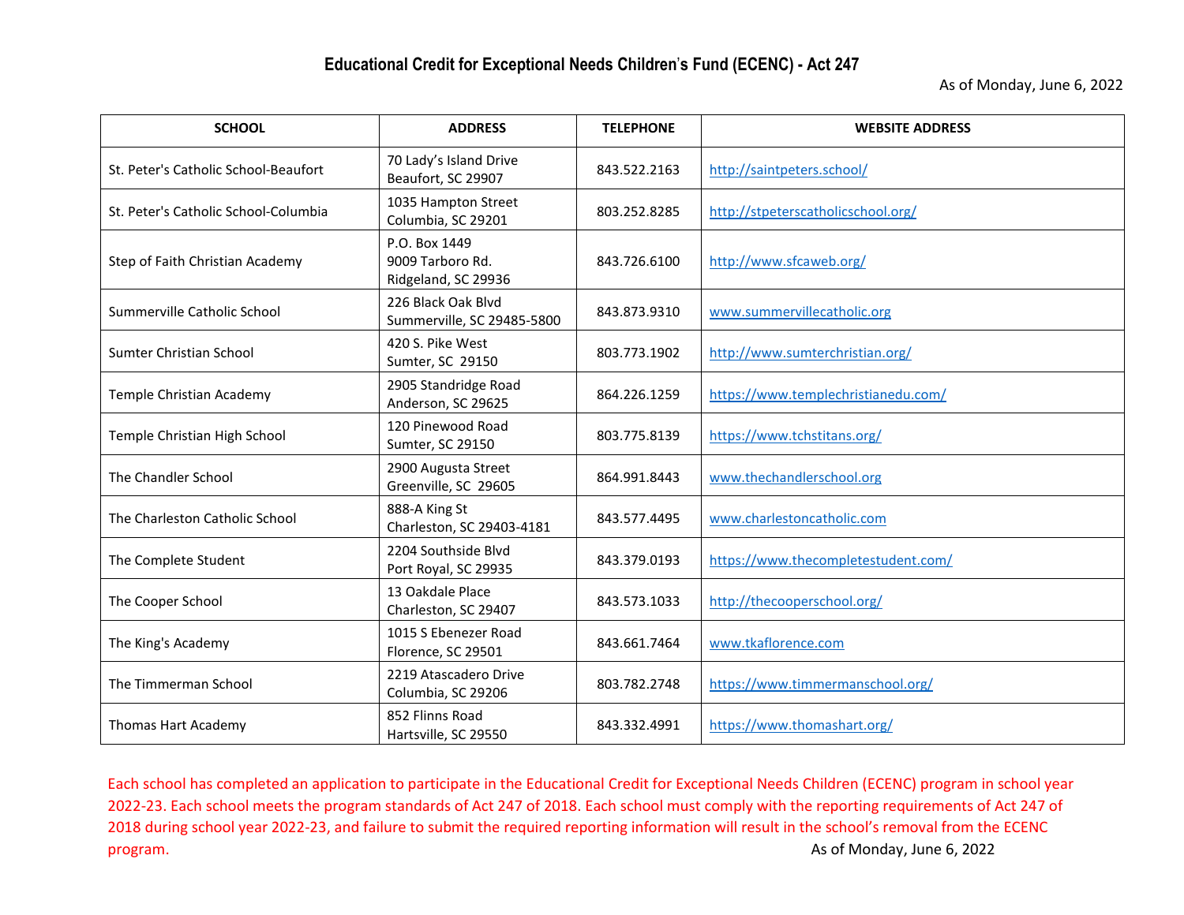# Educational Credit for Exceptional Needs Children's Fund (ECENC) - Act 247

As of Monday, June 6, 2022

| SCHOOL | ADDRESS | TELEPHONE | WEBSITE ADDRESS |
|---|---|---|---|
| St. Peter's Catholic School-Beaufort | 70 Lady's Island Drive<br>Beaufort, SC 29907 | 843.522.2163 | http://saintpeters.school/ |
| St. Peter's Catholic School-Columbia | 1035 Hampton Street<br>Columbia, SC 29201 | 803.252.8285 | http://stpeterscatholicschool.org/ |
| Step of Faith Christian Academy | P.O. Box 1449<br>9009 Tarboro Rd.<br>Ridgeland, SC 29936 | 843.726.6100 | http://www.sfcaweb.org/ |
| Summerville Catholic School | 226 Black Oak Blvd<br>Summerville, SC 29485-5800 | 843.873.9310 | www.summervillecatholic.org |
| Sumter Christian School | 420 S. Pike West<br>Sumter, SC 29150 | 803.773.1902 | http://www.sumterchristian.org/ |
| Temple Christian Academy | 2905 Standridge Road<br>Anderson, SC 29625 | 864.226.1259 | https://www.templechristianedu.com/ |
| Temple Christian High School | 120 Pinewood Road<br>Sumter, SC 29150 | 803.775.8139 | https://www.tchstitans.org/ |
| The Chandler School | 2900 Augusta Street<br>Greenville, SC 29605 | 864.991.8443 | www.thechandlerschool.org |
| The Charleston Catholic School | 888-A King St<br>Charleston, SC 29403-4181 | 843.577.4495 | www.charlestoncatholic.com |
| The Complete Student | 2204 Southside Blvd<br>Port Royal, SC 29935 | 843.379.0193 | https://www.thecompletestudent.com/ |
| The Cooper School | 13 Oakdale Place<br>Charleston, SC 29407 | 843.573.1033 | http://thecooperschool.org/ |
| The King's Academy | 1015 S Ebenezer Road<br>Florence, SC 29501 | 843.661.7464 | www.tkaflorence.com |
| The Timmerman School | 2219 Atascadero Drive<br>Columbia, SC 29206 | 803.782.2748 | https://www.timmermanschool.org/ |
| Thomas Hart Academy | 852 Flinns Road<br>Hartsville, SC 29550 | 843.332.4991 | https://www.thomashart.org/ |

Each school has completed an application to participate in the Educational Credit for Exceptional Needs Children (ECENC) program in school year 2022-23. Each school meets the program standards of Act 247 of 2018. Each school must comply with the reporting requirements of Act 247 of 2018 during school year 2022-23, and failure to submit the required reporting information will result in the school's removal from the ECENC program.

As of Monday, June 6, 2022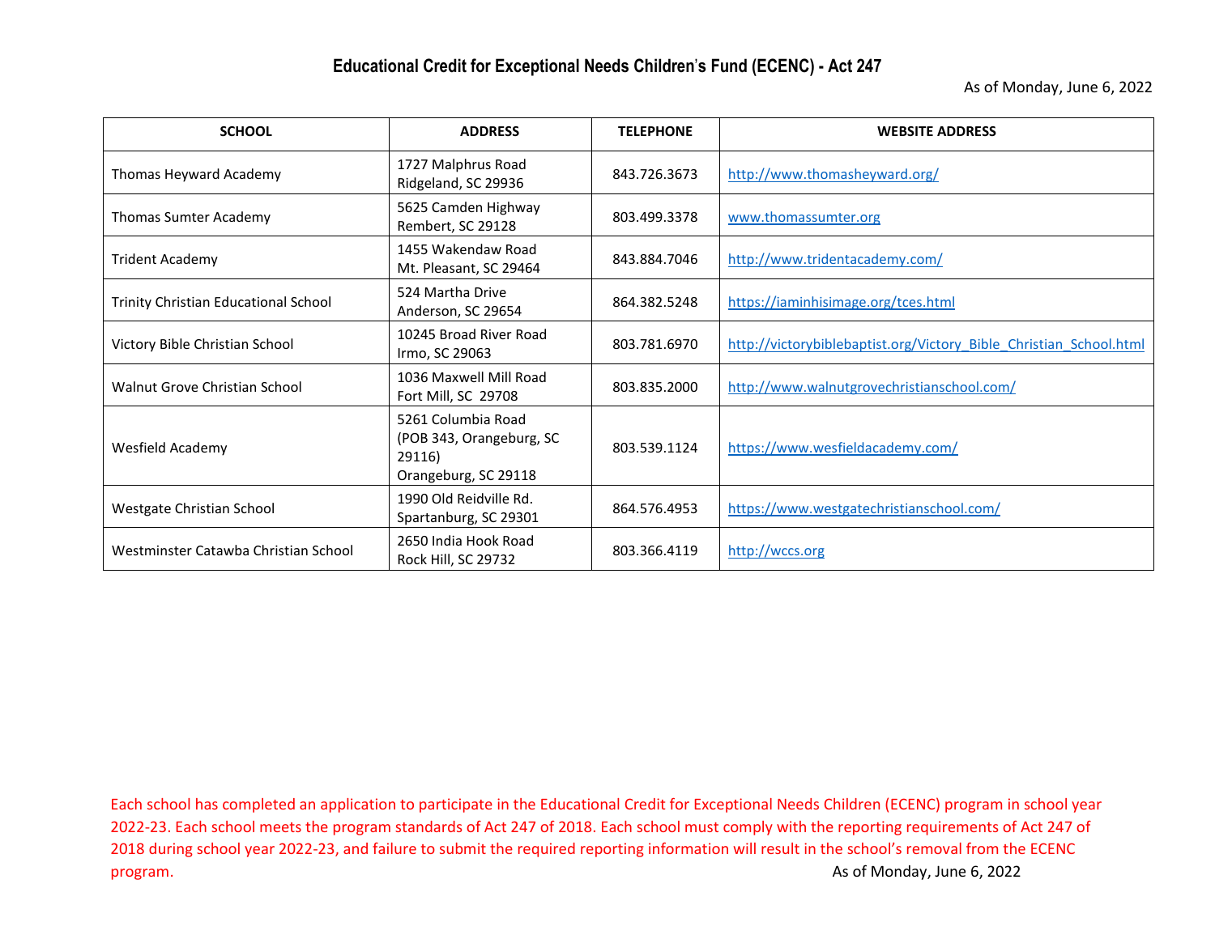## Educational Credit for Exceptional Needs Children's Fund (ECENC) - Act 247

As of Monday, June 6, 2022

| SCHOOL | ADDRESS | TELEPHONE | WEBSITE ADDRESS |
|---|---|---|---|
| Thomas Heyward Academy | 1727 Malphrus Road Ridgeland, SC 29936 | 843.726.3673 | http://www.thomasheyward.org/ |
| Thomas Sumter Academy | 5625 Camden Highway Rembert, SC 29128 | 803.499.3378 | www.thomassumter.org |
| Trident Academy | 1455 Wakendaw Road Mt. Pleasant, SC 29464 | 843.884.7046 | http://www.tridentacademy.com/ |
| Trinity Christian Educational School | 524 Martha Drive Anderson, SC 29654 | 864.382.5248 | https://iaminhisimage.org/tces.html |
| Victory Bible Christian School | 10245 Broad River Road Irmo, SC 29063 | 803.781.6970 | http://victorybiblebaptist.org/Victory_Bible_Christian_School.html |
| Walnut Grove Christian School | 1036 Maxwell Mill Road Fort Mill, SC 29708 | 803.835.2000 | http://www.walnutgrovechristianschool.com/ |
| Wesfield Academy | 5261 Columbia Road (POB 343, Orangeburg, SC 29116) Orangeburg, SC 29118 | 803.539.1124 | https://www.wesfieldacademy.com/ |
| Westgate Christian School | 1990 Old Reidville Rd. Spartanburg, SC 29301 | 864.576.4953 | https://www.westgatechristianschool.com/ |
| Westminster Catawba Christian School | 2650 India Hook Road Rock Hill, SC 29732 | 803.366.4119 | http://wccs.org |

Each school has completed an application to participate in the Educational Credit for Exceptional Needs Children (ECENC) program in school year 2022-23. Each school meets the program standards of Act 247 of 2018. Each school must comply with the reporting requirements of Act 247 of 2018 during school year 2022-23, and failure to submit the required reporting information will result in the school's removal from the ECENC program.